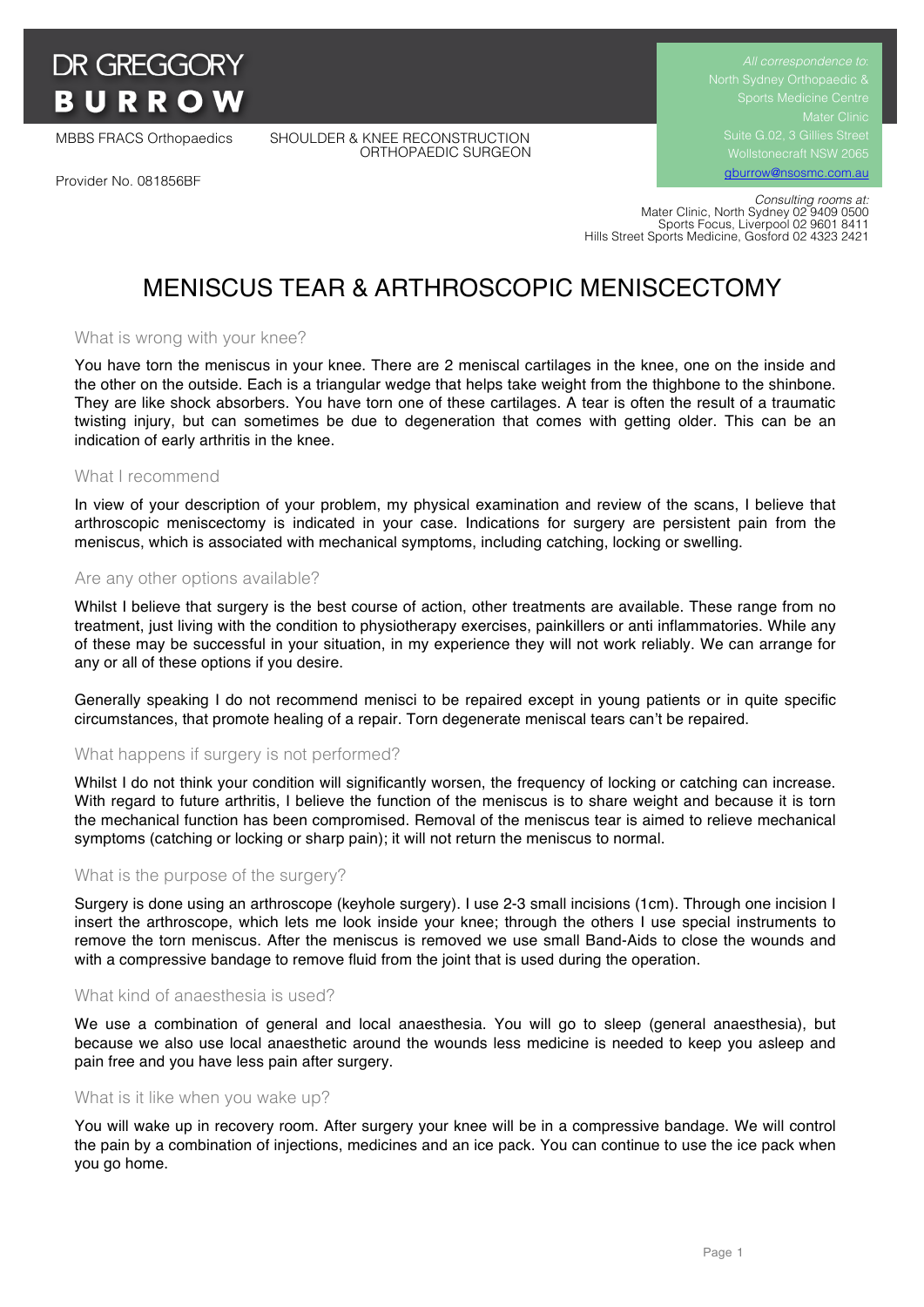# DR GREGGORY BURROW

MBBS FRACS Orthopaedics

SHOULDER & KNEE RECONSTRUCTION
ORTHOPAEDIC SURGEON

Provider No. 081856BF

*All correspondence to:*
North Sydney Orthopaedic & Sports Medicine Centre
Mater Clinic
Suite G.02, 3 Gillies Street
Wollstonecraft NSW 2065
gburrow@nsosmc.com.au

*Consulting rooms at:*
Mater Clinic, North Sydney 02 9409 0500
Sports Focus, Liverpool 02 9601 8411
Hills Street Sports Medicine, Gosford 02 4323 2421

## MENISCUS TEAR & ARTHROSCOPIC MENISCECTOMY

### What is wrong with your knee?

You have torn the meniscus in your knee. There are 2 meniscal cartilages in the knee, one on the inside and the other on the outside. Each is a triangular wedge that helps take weight from the thighbone to the shinbone. They are like shock absorbers. You have torn one of these cartilages. A tear is often the result of a traumatic twisting injury, but can sometimes be due to degeneration that comes with getting older. This can be an indication of early arthritis in the knee.

### What I recommend

In view of your description of your problem, my physical examination and review of the scans, I believe that arthroscopic meniscectomy is indicated in your case. Indications for surgery are persistent pain from the meniscus, which is associated with mechanical symptoms, including catching, locking or swelling.

### Are any other options available?

Whilst I believe that surgery is the best course of action, other treatments are available. These range from no treatment, just living with the condition to physiotherapy exercises, painkillers or anti inflammatories. While any of these may be successful in your situation, in my experience they will not work reliably. We can arrange for any or all of these options if you desire.

Generally speaking I do not recommend menisci to be repaired except in young patients or in quite specific circumstances, that promote healing of a repair. Torn degenerate meniscal tears can't be repaired.

### What happens if surgery is not performed?

Whilst I do not think your condition will significantly worsen, the frequency of locking or catching can increase. With regard to future arthritis, I believe the function of the meniscus is to share weight and because it is torn the mechanical function has been compromised. Removal of the meniscus tear is aimed to relieve mechanical symptoms (catching or locking or sharp pain); it will not return the meniscus to normal.

### What is the purpose of the surgery?

Surgery is done using an arthroscope (keyhole surgery). I use 2-3 small incisions (1cm). Through one incision I insert the arthroscope, which lets me look inside your knee; through the others I use special instruments to remove the torn meniscus. After the meniscus is removed we use small Band-Aids to close the wounds and with a compressive bandage to remove fluid from the joint that is used during the operation.

### What kind of anaesthesia is used?

We use a combination of general and local anaesthesia. You will go to sleep (general anaesthesia), but because we also use local anaesthetic around the wounds less medicine is needed to keep you asleep and pain free and you have less pain after surgery.

### What is it like when you wake up?

You will wake up in recovery room. After surgery your knee will be in a compressive bandage. We will control the pain by a combination of injections, medicines and an ice pack. You can continue to use the ice pack when you go home.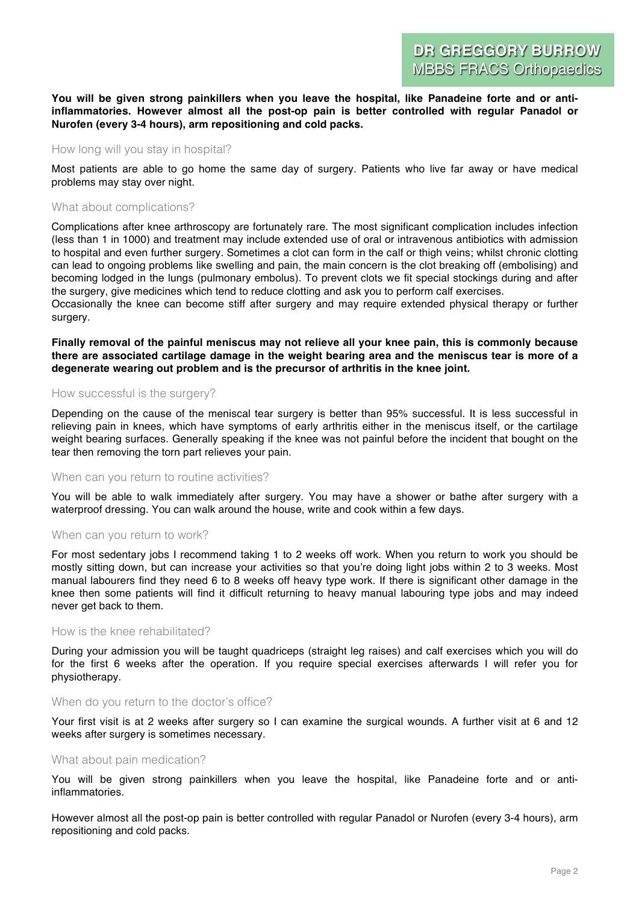**You will be given strong painkillers when you leave the hospital, like Panadeine forte and or anti-inflammatories. However almost all the post-op pain is better controlled with regular Panadol or Nurofen (every 3-4 hours), arm repositioning and cold packs.**

## How long will you stay in hospital?

Most patients are able to go home the same day of surgery. Patients who live far away or have medical problems may stay over night.

## What about complications?

Complications after knee arthroscopy are fortunately rare. The most significant complication includes infection (less than 1 in 1000) and treatment may include extended use of oral or intravenous antibiotics with admission to hospital and even further surgery. Sometimes a clot can form in the calf or thigh veins; whilst chronic clotting can lead to ongoing problems like swelling and pain, the main concern is the clot breaking off (embolising) and becoming lodged in the lungs (pulmonary embolus). To prevent clots we fit special stockings during and after the surgery, give medicines which tend to reduce clotting and ask you to perform calf exercises.
Occasionally the knee can become stiff after surgery and may require extended physical therapy or further surgery.

**Finally removal of the painful meniscus may not relieve all your knee pain, this is commonly because there are associated cartilage damage in the weight bearing area and the meniscus tear is more of a degenerate wearing out problem and is the precursor of arthritis in the knee joint.**

## How successful is the surgery?

Depending on the cause of the meniscal tear surgery is better than 95% successful. It is less successful in relieving pain in knees, which have symptoms of early arthritis either in the meniscus itself, or the cartilage weight bearing surfaces. Generally speaking if the knee was not painful before the incident that bought on the tear then removing the torn part relieves your pain.

## When can you return to routine activities?

You will be able to walk immediately after surgery. You may have a shower or bathe after surgery with a waterproof dressing. You can walk around the house, write and cook within a few days.

## When can you return to work?

For most sedentary jobs I recommend taking 1 to 2 weeks off work. When you return to work you should be mostly sitting down, but can increase your activities so that you're doing light jobs within 2 to 3 weeks. Most manual labourers find they need 6 to 8 weeks off heavy type work. If there is significant other damage in the knee then some patients will find it difficult returning to heavy manual labouring type jobs and may indeed never get back to them.

## How is the knee rehabilitated?

During your admission you will be taught quadriceps (straight leg raises) and calf exercises which you will do for the first 6 weeks after the operation. If you require special exercises afterwards I will refer you for physiotherapy.

## When do you return to the doctor's office?

Your first visit is at 2 weeks after surgery so I can examine the surgical wounds. A further visit at 6 and 12 weeks after surgery is sometimes necessary.

## What about pain medication?

You will be given strong painkillers when you leave the hospital, like Panadeine forte and or anti-inflammatories.

However almost all the post-op pain is better controlled with regular Panadol or Nurofen (every 3-4 hours), arm repositioning and cold packs.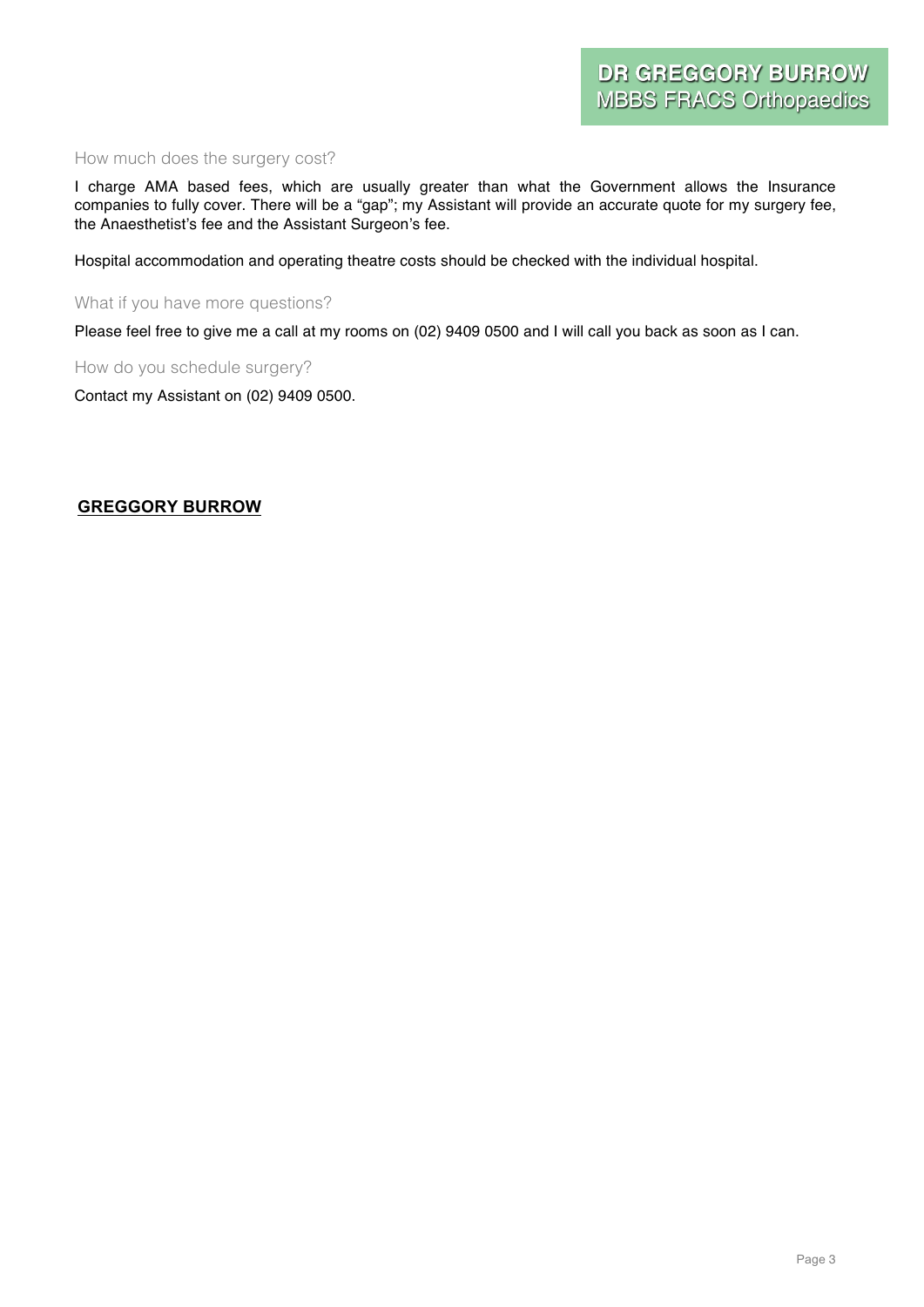## How much does the surgery cost?

I charge AMA based fees, which are usually greater than what the Government allows the Insurance companies to fully cover. There will be a "gap"; my Assistant will provide an accurate quote for my surgery fee, the Anaesthetist's fee and the Assistant Surgeon's fee.

Hospital accommodation and operating theatre costs should be checked with the individual hospital.

## What if you have more questions?

Please feel free to give me a call at my rooms on (02) 9409 0500 and I will call you back as soon as I can.

## How do you schedule surgery?

Contact my Assistant on (02) 9409 0500.

**GREGGORY BURROW**